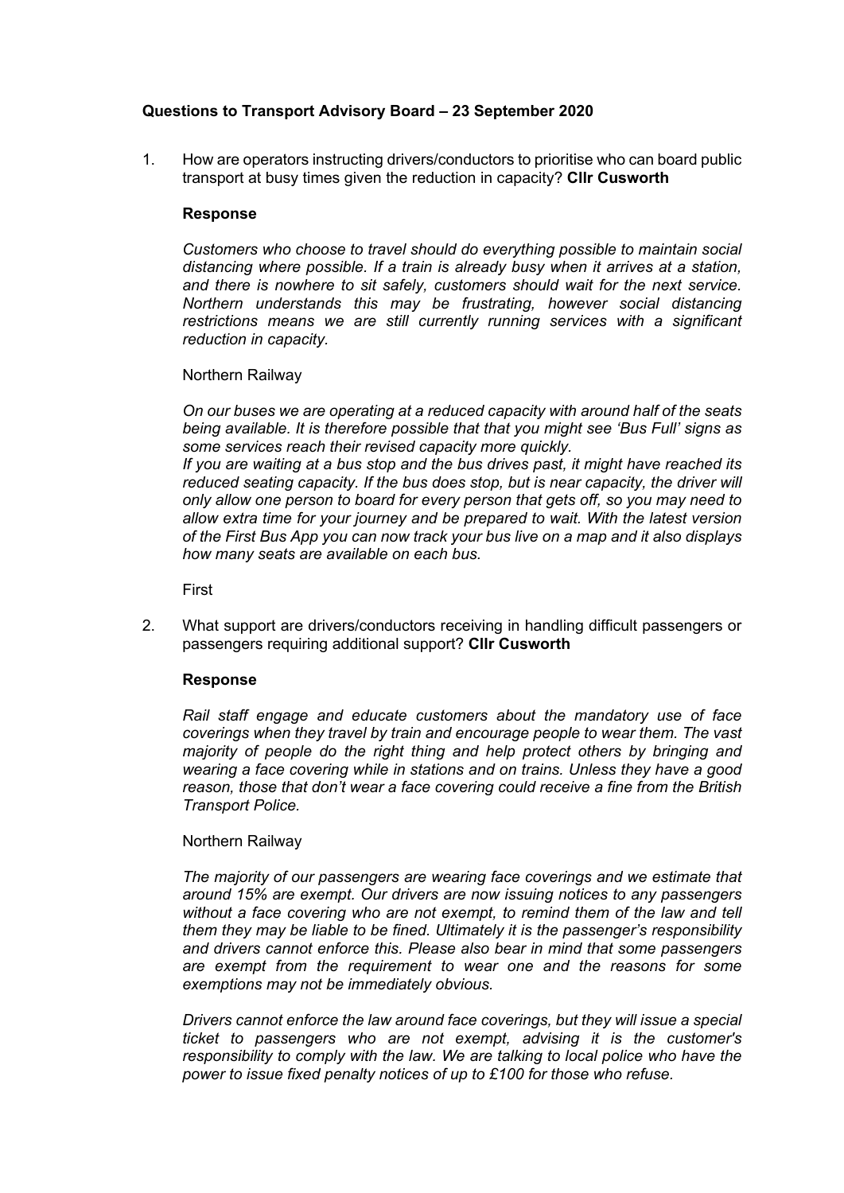**Questions to Transport Advisory Board – 23 September 2020**

1. How are operators instructing drivers/conductors to prioritise who can board public transport at busy times given the reduction in capacity? **Cllr Cusworth**

   **Response**

   *Customers who choose to travel should do everything possible to maintain social distancing where possible. If a train is already busy when it arrives at a station, and there is nowhere to sit safely, customers should wait for the next service. Northern understands this may be frustrating, however social distancing restrictions means we are still currently running services with a significant reduction in capacity.*

   Northern Railway

   *On our buses we are operating at a reduced capacity with around half of the seats being available. It is therefore possible that that you might see 'Bus Full' signs as some services reach their revised capacity more quickly.*
   *If you are waiting at a bus stop and the bus drives past, it might have reached its reduced seating capacity. If the bus does stop, but is near capacity, the driver will only allow one person to board for every person that gets off, so you may need to allow extra time for your journey and be prepared to wait. With the latest version of the First Bus App you can now track your bus live on a map and it also displays how many seats are available on each bus.*

   First

2. What support are drivers/conductors receiving in handling difficult passengers or passengers requiring additional support? **Cllr Cusworth**

   **Response**

   *Rail staff engage and educate customers about the mandatory use of face coverings when they travel by train and encourage people to wear them. The vast majority of people do the right thing and help protect others by bringing and wearing a face covering while in stations and on trains. Unless they have a good reason, those that don't wear a face covering could receive a fine from the British Transport Police.*

   Northern Railway

   *The majority of our passengers are wearing face coverings and we estimate that around 15% are exempt. Our drivers are now issuing notices to any passengers without a face covering who are not exempt, to remind them of the law and tell them they may be liable to be fined. Ultimately it is the passenger's responsibility and drivers cannot enforce this. Please also bear in mind that some passengers are exempt from the requirement to wear one and the reasons for some exemptions may not be immediately obvious.*

   *Drivers cannot enforce the law around face coverings, but they will issue a special ticket to passengers who are not exempt, advising it is the customer's responsibility to comply with the law. We are talking to local police who have the power to issue fixed penalty notices of up to £100 for those who refuse.*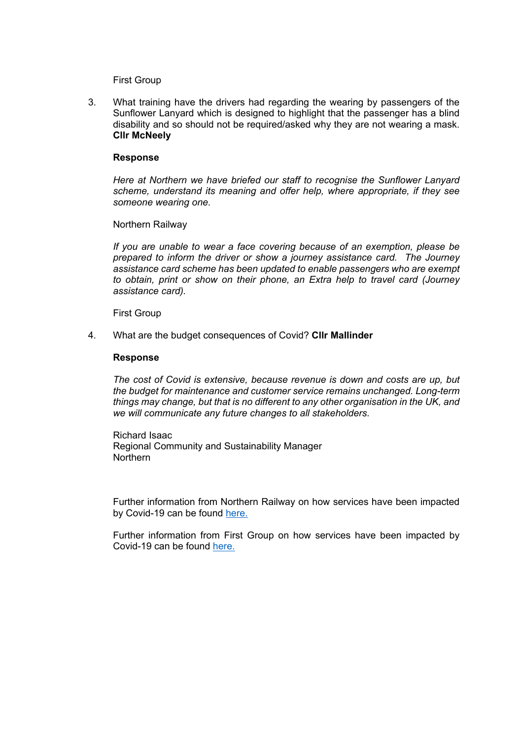First Group

3. What training have the drivers had regarding the wearing by passengers of the Sunflower Lanyard which is designed to highlight that the passenger has a blind disability and so should not be required/asked why they are not wearing a mask. **Cllr McNeely**

   **Response**

   *Here at Northern we have briefed our staff to recognise the Sunflower Lanyard scheme, understand its meaning and offer help, where appropriate, if they see someone wearing one.*

   Northern Railway

   *If you are unable to wear a face covering because of an exemption, please be prepared to inform the driver or show a journey assistance card. The Journey assistance card scheme has been updated to enable passengers who are exempt to obtain, print or show on their phone, an Extra help to travel card (Journey assistance card).*

   First Group

4. What are the budget consequences of Covid? **Cllr Mallinder**

   **Response**

   *The cost of Covid is extensive, because revenue is down and costs are up, but the budget for maintenance and customer service remains unchanged. Long-term things may change, but that is no different to any other organisation in the UK, and we will communicate any future changes to all stakeholders.*

   Richard Isaac
   Regional Community and Sustainability Manager
   Northern

Further information from Northern Railway on how services have been impacted by Covid-19 can be found here.

Further information from First Group on how services have been impacted by Covid-19 can be found here.